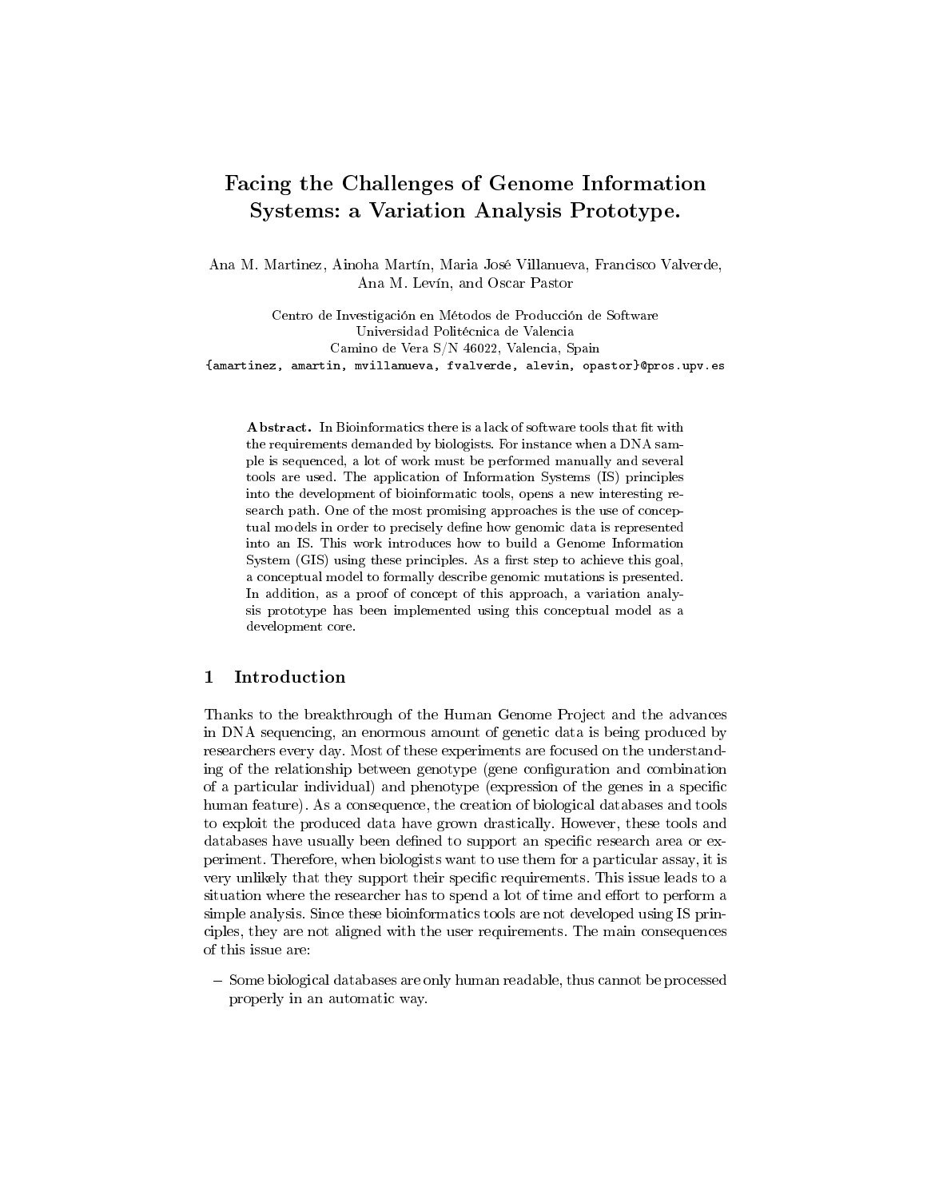# Facing the Challenges of Genome Information Systems: a Variation Analysis Prototype.

Ana M. Martinez, Ainoha Martín, Maria José Villanueva, Francisco Valverde, Ana M. Levín, and Oscar Pastor

Centro de Investigación en Métodos de Producción de Software
Universidad Politécnica de Valencia
Camino de Vera S/N 46022, Valencia, Spain
{amartinez, amartin, mvillanueva, fvalverde, alevin, opastor}@pros.upv.es

**Abstract.** In Bioinformatics there is a lack of software tools that fit with the requirements demanded by biologists. For instance when a DNA sample is sequenced, a lot of work must be performed manually and several tools are used. The application of Information Systems (IS) principles into the development of bioinformatic tools, opens a new interesting research path. One of the most promising approaches is the use of conceptual models in order to precisely define how genomic data is represented into an IS. This work introduces how to build a Genome Information System (GIS) using these principles. As a first step to achieve this goal, a conceptual model to formally describe genomic mutations is presented. In addition, as a proof of concept of this approach, a variation analysis prototype has been implemented using this conceptual model as a development core.

## 1 Introduction

Thanks to the breakthrough of the Human Genome Project and the advances in DNA sequencing, an enormous amount of genetic data is being produced by researchers every day. Most of these experiments are focused on the understanding of the relationship between genotype (gene configuration and combination of a particular individual) and phenotype (expression of the genes in a specific human feature). As a consequence, the creation of biological databases and tools to exploit the produced data have grown drastically. However, these tools and databases have usually been defined to support an specific research area or experiment. Therefore, when biologists want to use them for a particular assay, it is very unlikely that they support their specific requirements. This issue leads to a situation where the researcher has to spend a lot of time and effort to perform a simple analysis. Since these bioinformatics tools are not developed using IS principles, they are not aligned with the user requirements. The main consequences of this issue are:

- Some biological databases are only human readable, thus cannot be processed properly in an automatic way.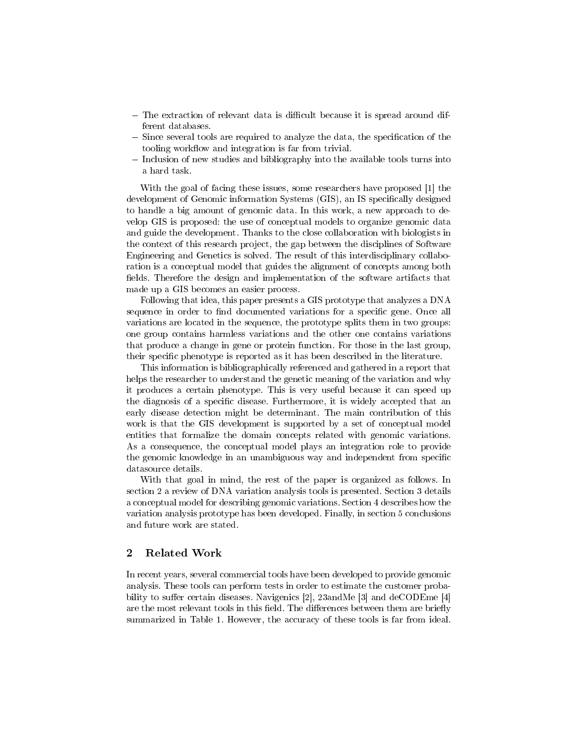- The extraction of relevant data is difficult because it is spread around different databases.
- Since several tools are required to analyze the data, the specification of the tooling workflow and integration is far from trivial.
- Inclusion of new studies and bibliography into the available tools turns into a hard task.

With the goal of facing these issues, some researchers have proposed [1] the development of Genomic information Systems (GIS), an IS specifically designed to handle a big amount of genomic data. In this work, a new approach to develop GIS is proposed: the use of conceptual models to organize genomic data and guide the development. Thanks to the close collaboration with biologists in the context of this research project, the gap between the disciplines of Software Engineering and Genetics is solved. The result of this interdisciplinary collaboration is a conceptual model that guides the alignment of concepts among both fields. Therefore the design and implementation of the software artifacts that made up a GIS becomes an easier process.

Following that idea, this paper presents a GIS prototype that analyzes a DNA sequence in order to find documented variations for a specific gene. Once all variations are located in the sequence, the prototype splits them in two groups: one group contains harmless variations and the other one contains variations that produce a change in gene or protein function. For those in the last group, their specific phenotype is reported as it has been described in the literature.

This information is bibliographically referenced and gathered in a report that helps the researcher to understand the genetic meaning of the variation and why it produces a certain phenotype. This is very useful because it can speed up the diagnosis of a specific disease. Furthermore, it is widely accepted that an early disease detection might be determinant. The main contribution of this work is that the GIS development is supported by a set of conceptual model entities that formalize the domain concepts related with genomic variations. As a consequence, the conceptual model plays an integration role to provide the genomic knowledge in an unambiguous way and independent from specific datasource details.

With that goal in mind, the rest of the paper is organized as follows. In section 2 a review of DNA variation analysis tools is presented. Section 3 details a conceptual model for describing genomic variations. Section 4 describes how the variation analysis prototype has been developed. Finally, in section 5 conclusions and future work are stated.

## 2 Related Work

In recent years, several commercial tools have been developed to provide genomic analysis. These tools can perform tests in order to estimate the customer probability to suffer certain diseases. Navigenics [2], 23andMe [3] and deCODEme [4] are the most relevant tools in this field. The differences between them are briefly summarized in Table 1. However, the accuracy of these tools is far from ideal.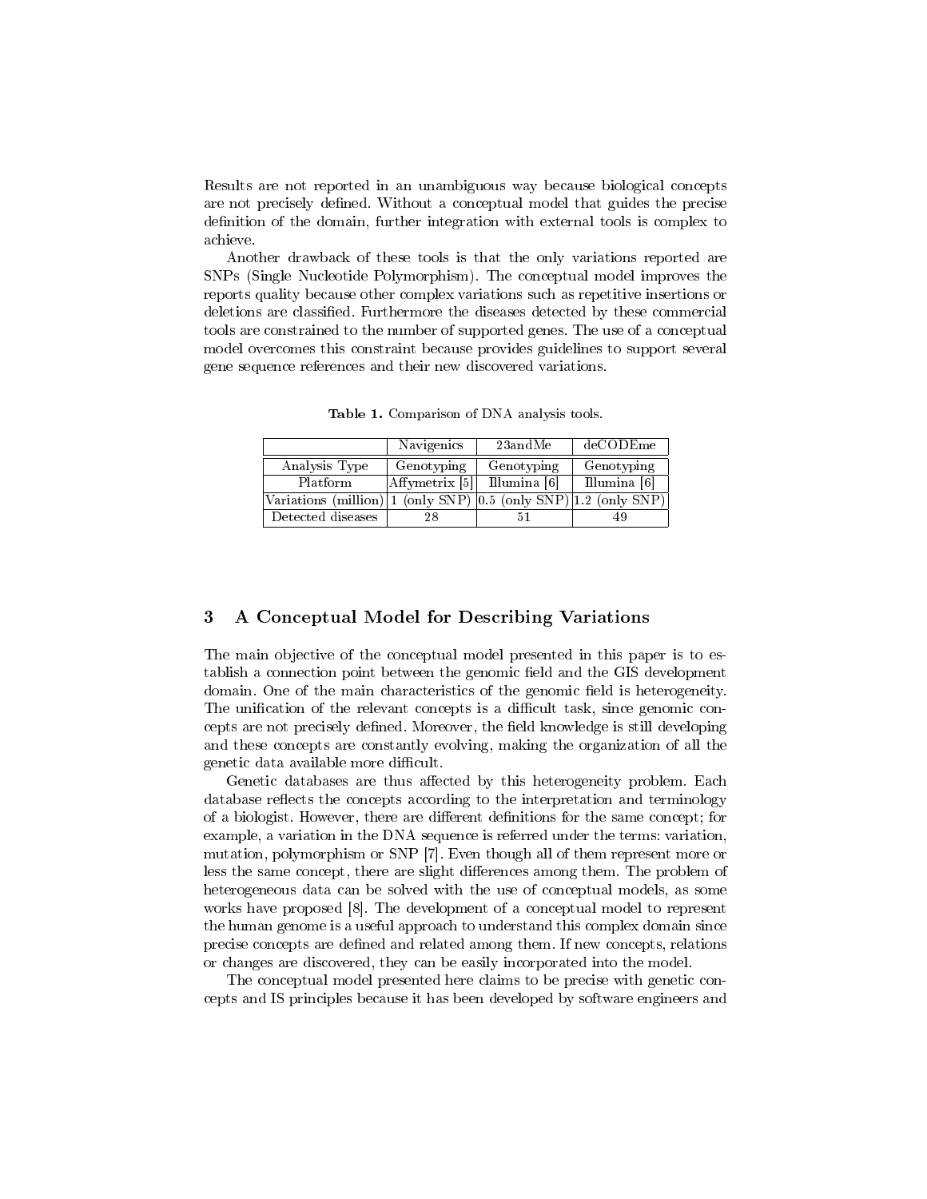Results are not reported in an unambiguous way because biological concepts are not precisely defined. Without a conceptual model that guides the precise definition of the domain, further integration with external tools is complex to achieve.

Another drawback of these tools is that the only variations reported are SNPs (Single Nucleotide Polymorphism). The conceptual model improves the reports quality because other complex variations such as repetitive insertions or deletions are classified. Furthermore the diseases detected by these commercial tools are constrained to the number of supported genes. The use of a conceptual model overcomes this constraint because provides guidelines to support several gene sequence references and their new discovered variations.

**Table 1.** Comparison of DNA analysis tools.

| | Navigenics | 23andMe | deCODEme |
|---|---|---|---|
| Analysis Type | Genotyping | Genotyping | Genotyping |
| Platform | Affymetrix [5] | Illumina [6] | Illumina [6] |
| Variations (million) | 1 (only SNP) | 0.5 (only SNP) | 1.2 (only SNP) |
| Detected diseases | 28 | 51 | 49 |

## 3 A Conceptual Model for Describing Variations

The main objective of the conceptual model presented in this paper is to establish a connection point between the genomic field and the GIS development domain. One of the main characteristics of the genomic field is heterogeneity. The unification of the relevant concepts is a difficult task, since genomic concepts are not precisely defined. Moreover, the field knowledge is still developing and these concepts are constantly evolving, making the organization of all the genetic data available more difficult.

Genetic databases are thus affected by this heterogeneity problem. Each database reflects the concepts according to the interpretation and terminology of a biologist. However, there are different definitions for the same concept; for example, a variation in the DNA sequence is referred under the terms: variation, mutation, polymorphism or SNP [7]. Even though all of them represent more or less the same concept, there are slight differences among them. The problem of heterogeneous data can be solved with the use of conceptual models, as some works have proposed [8]. The development of a conceptual model to represent the human genome is a useful approach to understand this complex domain since precise concepts are defined and related among them. If new concepts, relations or changes are discovered, they can be easily incorporated into the model.

The conceptual model presented here claims to be precise with genetic concepts and IS principles because it has been developed by software engineers and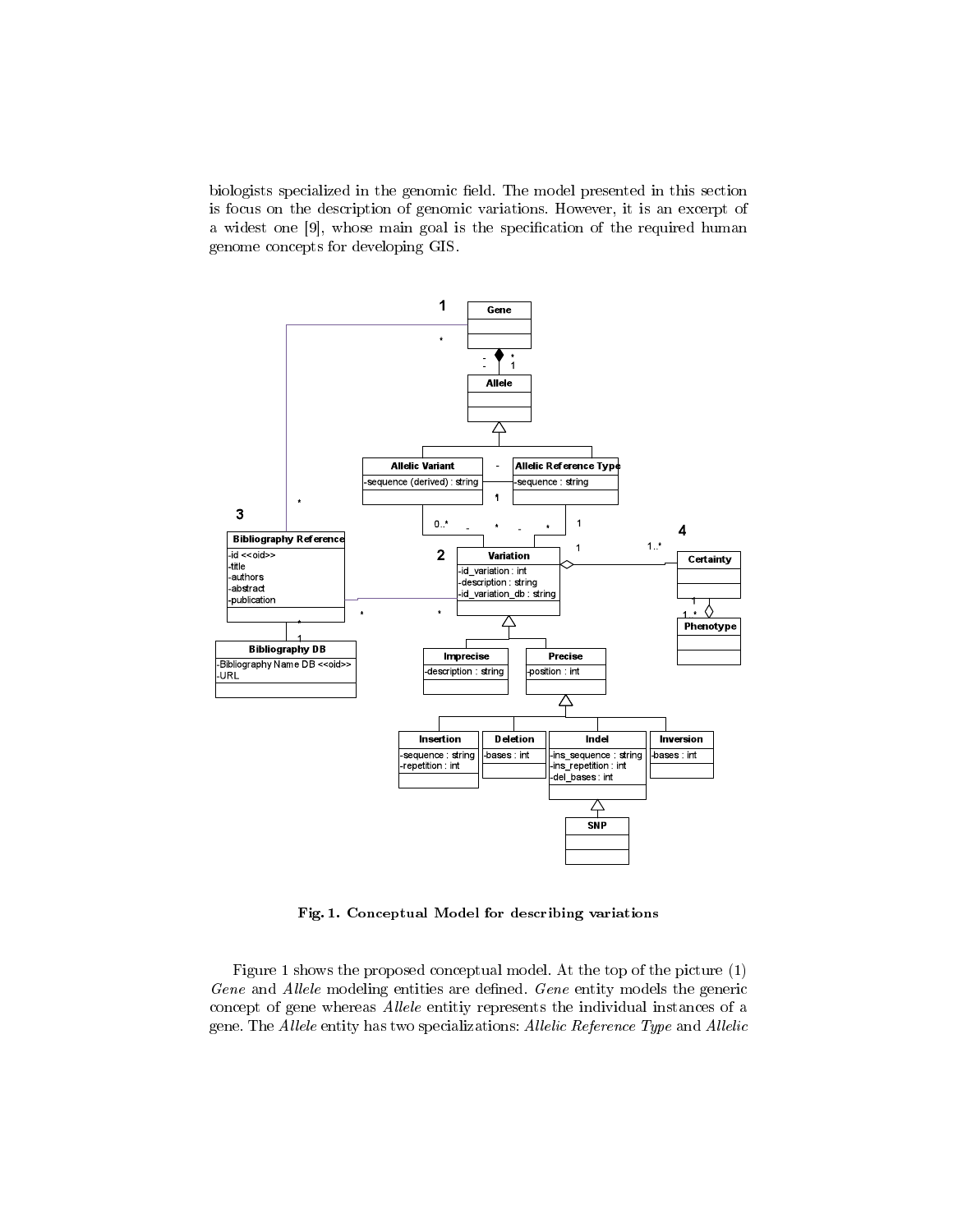biologists specialized in the genomic field. The model presented in this section is focus on the description of genomic variations. However, it is an excerpt of a widest one [9], whose main goal is the specification of the required human genome concepts for developing GIS.

**Fig. 1. Conceptual Model for describing variations**

Figure 1 shows the proposed conceptual model. At the top of the picture (1) *Gene* and *Allele* modeling entities are defined. *Gene* entity models the generic concept of gene whereas *Allele* entitiy represents the individual instances of a gene. The *Allele* entity has two specializations: *Allelic Reference Type* and *Allelic*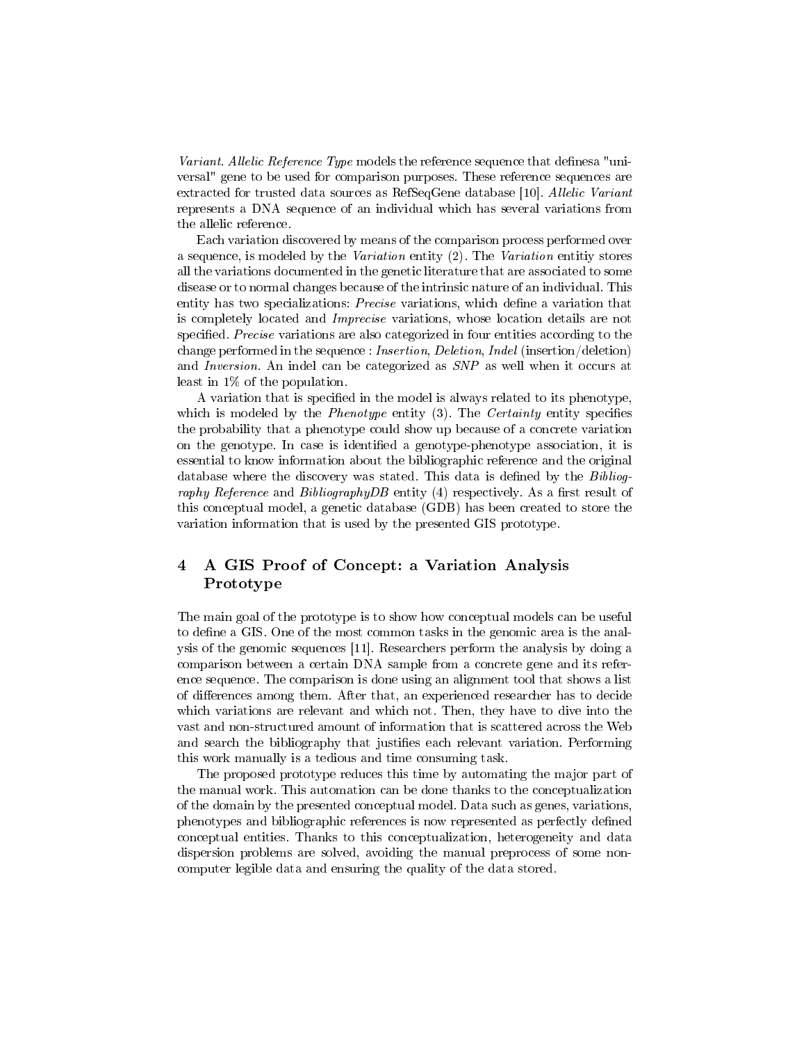*Variant*. *Allelic Reference Type* models the reference sequence that definesa "universal" gene to be used for comparison purposes. These reference sequences are extracted for trusted data sources as RefSeqGene database [10]. *Allelic Variant* represents a DNA sequence of an individual which has several variations from the allelic reference.

Each variation discovered by means of the comparison process performed over a sequence, is modeled by the *Variation* entity (2). The *Variation* entitiy stores all the variations documented in the genetic literature that are associated to some disease or to normal changes because of the intrinsic nature of an individual. This entity has two specializations: *Precise* variations, which define a variation that is completely located and *Imprecise* variations, whose location details are not specified. *Precise* variations are also categorized in four entities according to the change performed in the sequence : *Insertion*, *Deletion*, *Indel* (insertion/deletion) and *Inversion*. An indel can be categorized as *SNP* as well when it occurs at least in 1% of the population.

A variation that is specified in the model is always related to its phenotype, which is modeled by the *Phenotype* entity (3). The *Certainty* entity specifies the probability that a phenotype could show up because of a concrete variation on the genotype. In case is identified a genotype-phenotype association, it is essential to know information about the bibliographic reference and the original database where the discovery was stated. This data is defined by the *Bibliography Reference* and *BibliographyDB* entity (4) respectively. As a first result of this conceptual model, a genetic database (GDB) has been created to store the variation information that is used by the presented GIS prototype.

## 4 A GIS Proof of Concept: a Variation Analysis Prototype

The main goal of the prototype is to show how conceptual models can be useful to define a GIS. One of the most common tasks in the genomic area is the analysis of the genomic sequences [11]. Researchers perform the analysis by doing a comparison between a certain DNA sample from a concrete gene and its reference sequence. The comparison is done using an alignment tool that shows a list of differences among them. After that, an experienced researcher has to decide which variations are relevant and which not. Then, they have to dive into the vast and non-structured amount of information that is scattered across the Web and search the bibliography that justifies each relevant variation. Performing this work manually is a tedious and time consuming task.

The proposed prototype reduces this time by automating the major part of the manual work. This automation can be done thanks to the conceptualization of the domain by the presented conceptual model. Data such as genes, variations, phenotypes and bibliographic references is now represented as perfectly defined conceptual entities. Thanks to this conceptualization, heterogeneity and data dispersion problems are solved, avoiding the manual preprocess of some non-computer legible data and ensuring the quality of the data stored.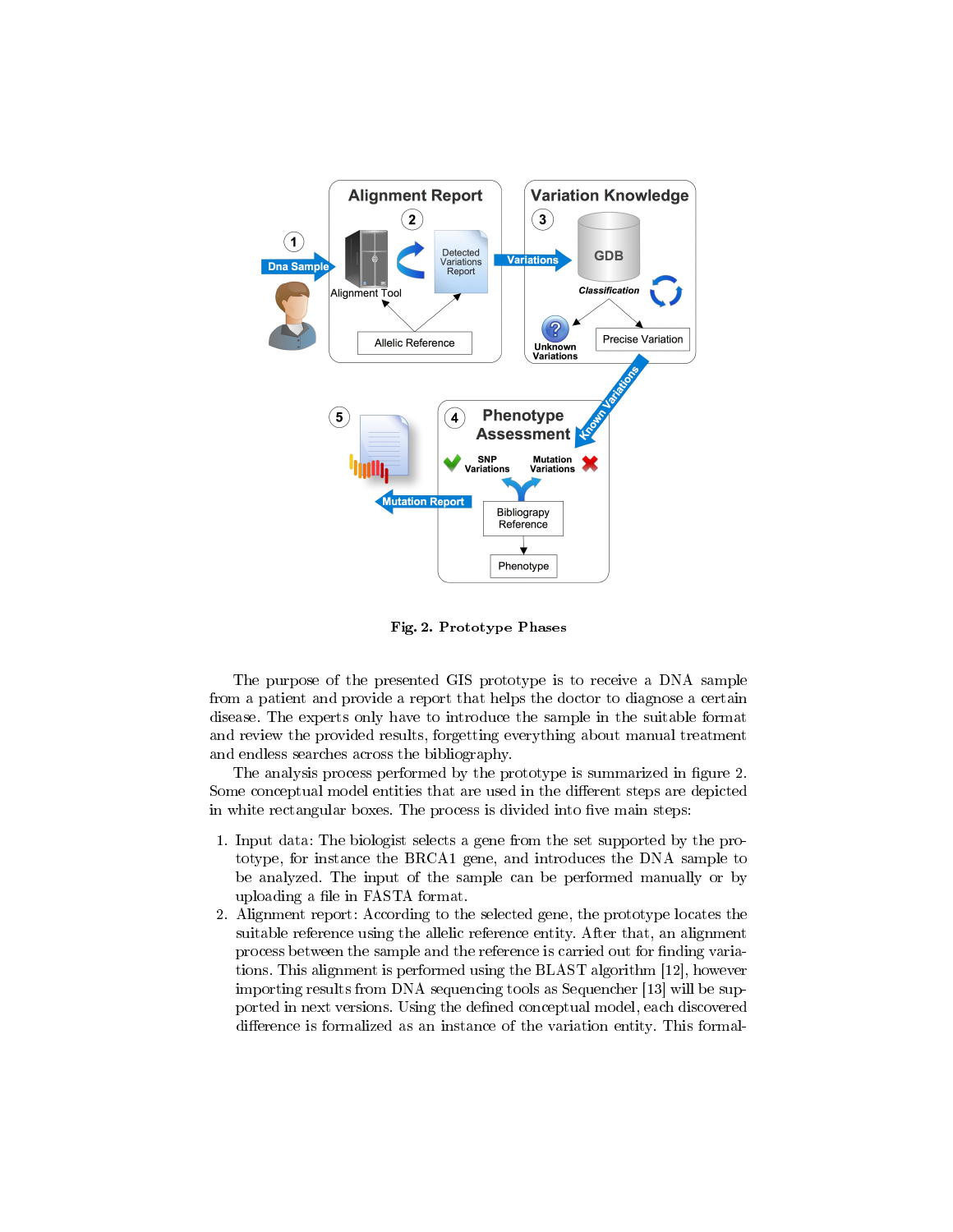**Fig. 2. Prototype Phases**

The purpose of the presented GIS prototype is to receive a DNA sample from a patient and provide a report that helps the doctor to diagnose a certain disease. The experts only have to introduce the sample in the suitable format and review the provided results, forgetting everything about manual treatment and endless searches across the bibliography.

The analysis process performed by the prototype is summarized in figure 2. Some conceptual model entities that are used in the different steps are depicted in white rectangular boxes. The process is divided into five main steps:

1. Input data: The biologist selects a gene from the set supported by the prototype, for instance the BRCA1 gene, and introduces the DNA sample to be analyzed. The input of the sample can be performed manually or by uploading a file in FASTA format.
2. Alignment report: According to the selected gene, the prototype locates the suitable reference using the allelic reference entity. After that, an alignment process between the sample and the reference is carried out for finding variations. This alignment is performed using the BLAST algorithm [12], however importing results from DNA sequencing tools as Sequencher [13] will be supported in next versions. Using the defined conceptual model, each discovered difference is formalized as an instance of the variation entity. This formal-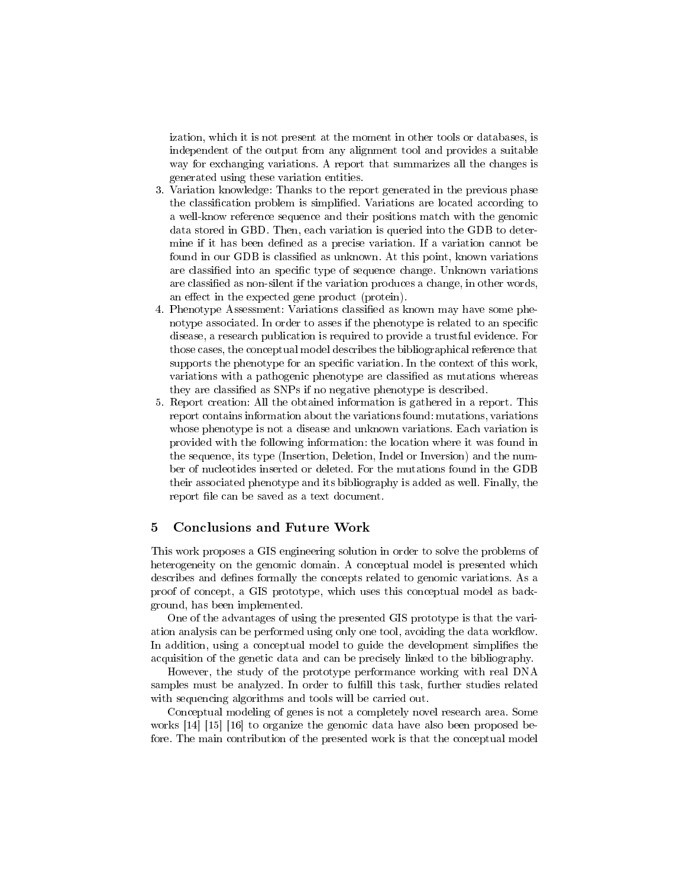ization, which it is not present at the moment in other tools or databases, is independent of the output from any alignment tool and provides a suitable way for exchanging variations. A report that summarizes all the changes is generated using these variation entities.

3. Variation knowledge: Thanks to the report generated in the previous phase the classification problem is simplified. Variations are located according to a well-know reference sequence and their positions match with the genomic data stored in GBD. Then, each variation is queried into the GDB to determine if it has been defined as a precise variation. If a variation cannot be found in our GDB is classified as unknown. At this point, known variations are classified into an specific type of sequence change. Unknown variations are classified as non-silent if the variation produces a change, in other words, an effect in the expected gene product (protein).
4. Phenotype Assessment: Variations classified as known may have some phenotype associated. In order to asses if the phenotype is related to an specific disease, a research publication is required to provide a trustful evidence. For those cases, the conceptual model describes the bibliographical reference that supports the phenotype for an specific variation. In the context of this work, variations with a pathogenic phenotype are classified as mutations whereas they are classified as SNPs if no negative phenotype is described.
5. Report creation: All the obtained information is gathered in a report. This report contains information about the variations found: mutations, variations whose phenotype is not a disease and unknown variations. Each variation is provided with the following information: the location where it was found in the sequence, its type (Insertion, Deletion, Indel or Inversion) and the number of nucleotides inserted or deleted. For the mutations found in the GDB their associated phenotype and its bibliography is added as well. Finally, the report file can be saved as a text document.

## 5 Conclusions and Future Work

This work proposes a GIS engineering solution in order to solve the problems of heterogeneity on the genomic domain. A conceptual model is presented which describes and defines formally the concepts related to genomic variations. As a proof of concept, a GIS prototype, which uses this conceptual model as background, has been implemented.

One of the advantages of using the presented GIS prototype is that the variation analysis can be performed using only one tool, avoiding the data workflow. In addition, using a conceptual model to guide the development simplifies the acquisition of the genetic data and can be precisely linked to the bibliography.

However, the study of the prototype performance working with real DNA samples must be analyzed. In order to fulfill this task, further studies related with sequencing algorithms and tools will be carried out.

Conceptual modeling of genes is not a completely novel research area. Some works [14] [15] [16] to organize the genomic data have also been proposed before. The main contribution of the presented work is that the conceptual model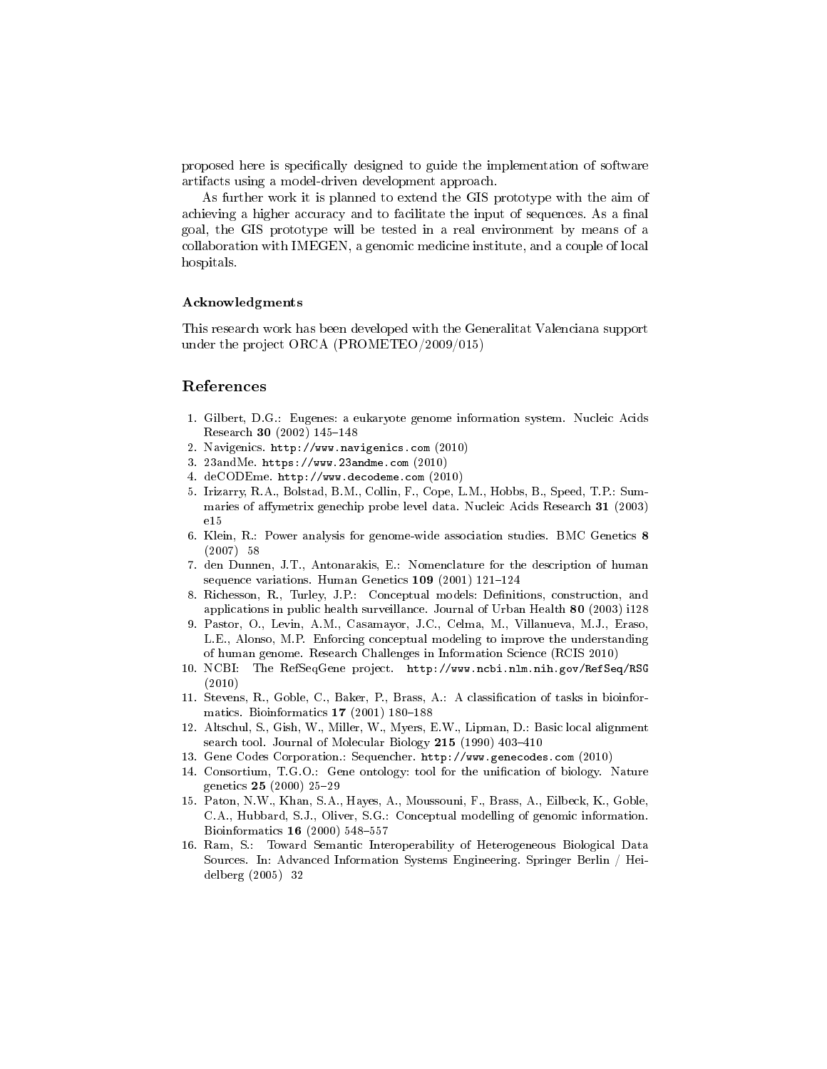proposed here is specifically designed to guide the implementation of software artifacts using a model-driven development approach.

As further work it is planned to extend the GIS prototype with the aim of achieving a higher accuracy and to facilitate the input of sequences. As a final goal, the GIS prototype will be tested in a real environment by means of a collaboration with IMEGEN, a genomic medicine institute, and a couple of local hospitals.

### Acknowledgments

This research work has been developed with the Generalitat Valenciana support under the project ORCA (PROMETEO/2009/015)

## References

1. Gilbert, D.G.: Eugenes: a eukaryote genome information system. Nucleic Acids Research **30** (2002) 145–148
2. Navigenics. http://www.navigenics.com (2010)
3. 23andMe. https://www.23andme.com (2010)
4. deCODEme. http://www.decodeme.com (2010)
5. Irizarry, R.A., Bolstad, B.M., Collin, F., Cope, L.M., Hobbs, B., Speed, T.P.: Summaries of affymetrix genechip probe level data. Nucleic Acids Research **31** (2003) e15
6. Klein, R.: Power analysis for genome-wide association studies. BMC Genetics **8** (2007) 58
7. den Dunnen, J.T., Antonarakis, E.: Nomenclature for the description of human sequence variations. Human Genetics **109** (2001) 121–124
8. Richesson, R., Turley, J.P.: Conceptual models: Definitions, construction, and applications in public health surveillance. Journal of Urban Health **80** (2003) i128
9. Pastor, O., Levin, A.M., Casamayor, J.C., Celma, M., Villanueva, M.J., Eraso, L.E., Alonso, M.P. Enforcing conceptual modeling to improve the understanding of human genome. Research Challenges in Information Science (RCIS 2010)
10. NCBI: The RefSeqGene project. http://www.ncbi.nlm.nih.gov/RefSeq/RSG (2010)
11. Stevens, R., Goble, C., Baker, P., Brass, A.: A classification of tasks in bioinformatics. Bioinformatics **17** (2001) 180–188
12. Altschul, S., Gish, W., Miller, W., Myers, E.W., Lipman, D.: Basic local alignment search tool. Journal of Molecular Biology **215** (1990) 403–410
13. Gene Codes Corporation.: Sequencher. http://www.genecodes.com (2010)
14. Consortium, T.G.O.: Gene ontology: tool for the unification of biology. Nature genetics **25** (2000) 25–29
15. Paton, N.W., Khan, S.A., Hayes, A., Moussouni, F., Brass, A., Eilbeck, K., Goble, C.A., Hubbard, S.J., Oliver, S.G.: Conceptual modelling of genomic information. Bioinformatics **16** (2000) 548–557
16. Ram, S.: Toward Semantic Interoperability of Heterogeneous Biological Data Sources. In: Advanced Information Systems Engineering. Springer Berlin / Heidelberg (2005) 32